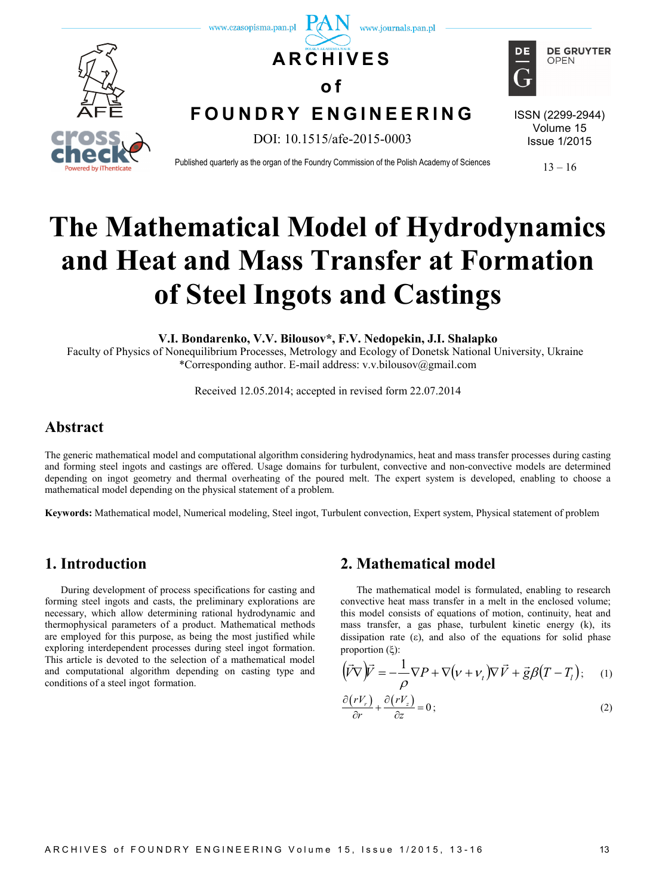# The Mathematical Model of Hydrodynamics and Heat and Mass Transfer at Formation of Steel Ingots and Castings

**V.I. Bondarenko, V.V. Bilousov*, F.V. Nedopekin, J.I. Shalapko**

Faculty of Physics of Nonequilibrium Processes, Metrology and Ecology of Donetsk National University, Ukraine

*Corresponding author. E-mail address: v.v.bilousov@gmail.com

Received 12.05.2014; accepted in revised form 22.07.2014

## Abstract

The generic mathematical model and computational algorithm considering hydrodynamics, heat and mass transfer processes during casting and forming steel ingots and castings are offered. Usage domains for turbulent, convective and non-convective models are determined depending on ingot geometry and thermal overheating of the poured melt. The expert system is developed, enabling to choose a mathematical model depending on the physical statement of a problem.

**Keywords:** Mathematical model, Numerical modeling, Steel ingot, Turbulent convection, Expert system, Physical statement of problem

## 1. Introduction

During development of process specifications for casting and forming steel ingots and casts, the preliminary explorations are necessary, which allow determining rational hydrodynamic and thermophysical parameters of a product. Mathematical methods are employed for this purpose, as being the most justified while exploring interdependent processes during steel ingot formation. This article is devoted to the selection of a mathematical model and computational algorithm depending on casting type and conditions of a steel ingot formation.

## 2. Mathematical model

The mathematical model is formulated, enabling to research convective heat mass transfer in a melt in the enclosed volume; this model consists of equations of motion, continuity, heat and mass transfer, a gas phase, turbulent kinetic energy (k), its dissipation rate (ε), and also of the equations for solid phase proportion (ξ):

$$\left(\vec{V}\nabla\right)\vec{V} = -\frac{1}{\rho}\nabla P + \nabla\left(\nu + \nu_t\right)\nabla\vec{V} + \vec{g}\beta\left(T - T_l\right); \quad (1)$$

$$\frac{\partial\left(rV_r\right)}{\partial r} + \frac{\partial\left(rV_z\right)}{\partial z} = 0; \quad (2)$$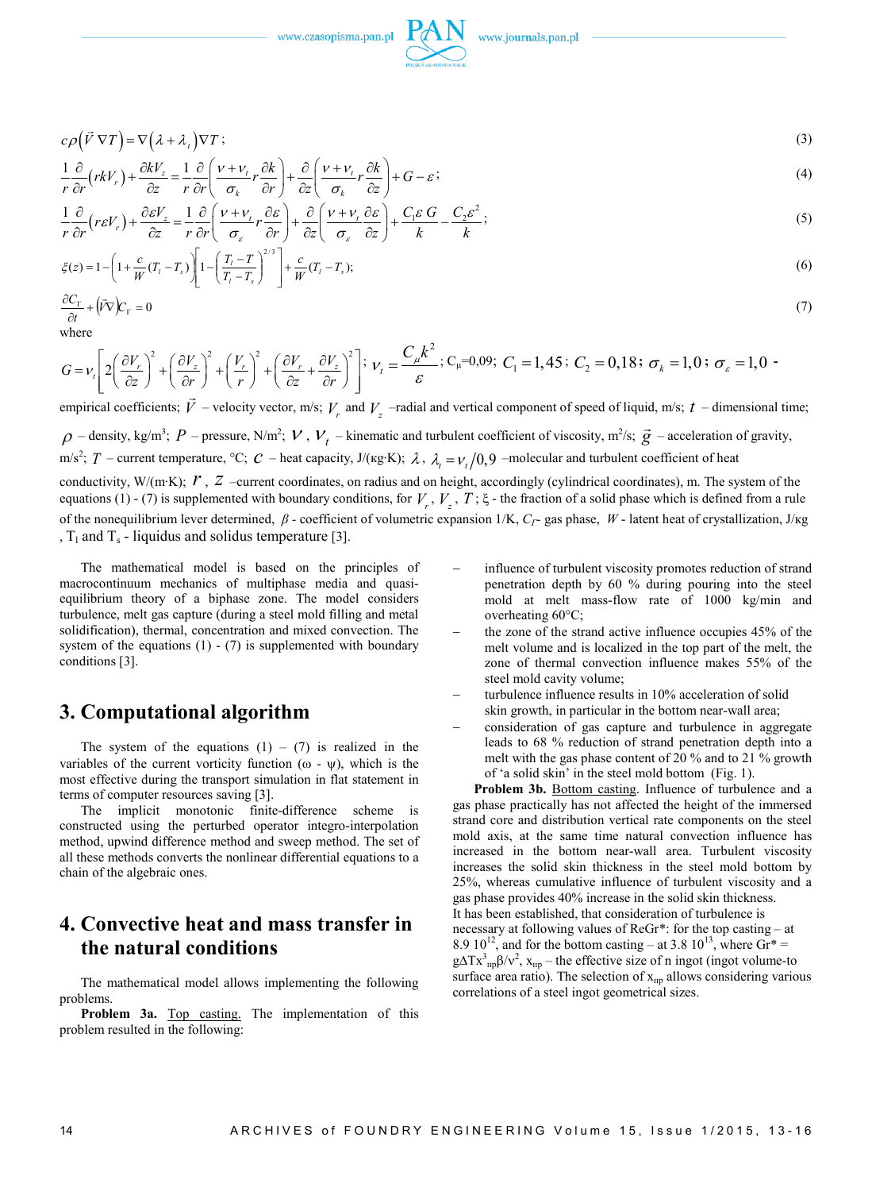$$c\rho\left(\vec{V}\,\nabla T\right)=\nabla\left(\lambda+\lambda_t\right)\nabla T; \tag{3}$$

$$\frac{1}{r}\frac{\partial}{\partial r}\left(rkV_r\right)+\frac{\partial kV_z}{\partial z}=\frac{1}{r}\frac{\partial}{\partial r}\left(\frac{\nu+\nu_t}{\sigma_k}r\frac{\partial k}{\partial r}\right)+\frac{\partial}{\partial z}\left(\frac{\nu+\nu_t}{\sigma_k}r\frac{\partial k}{\partial z}\right)+G-\varepsilon; \tag{4}$$

$$\frac{1}{r}\frac{\partial}{\partial r}\left(r\varepsilon V_r\right)+\frac{\partial \varepsilon V_z}{\partial z}=\frac{1}{r}\frac{\partial}{\partial r}\left(\frac{\nu+\nu_t}{\sigma_\varepsilon}r\frac{\partial \varepsilon}{\partial r}\right)+\frac{\partial}{\partial z}\left(\frac{\nu+\nu_t}{\sigma_\varepsilon}\frac{\partial \varepsilon}{\partial z}\right)+\frac{C_1\varepsilon\, G}{k}-\frac{C_2\varepsilon^2}{k}; \tag{5}$$

$$\xi(z)=1-\left(1+\frac{c}{W}(T_l-T_s)\right)\left[1-\left(\frac{T_l-T}{T_l-T_s}\right)^{2/3}\right]+\frac{c}{W}(T_l-T_s); \tag{6}$$

$$\frac{\partial C_\Gamma}{\partial t}+\left(\vec{V}\nabla\right)C_\Gamma=0 \tag{7}$$

where

$G=\nu_t\left[2\left(\frac{\partial V_r}{\partial z}\right)^2+\left(\frac{\partial V_z}{\partial r}\right)^2+\left(\frac{V_r}{r}\right)^2+\left(\frac{\partial V_r}{\partial z}+\frac{\partial V_z}{\partial r}\right)^2\right]$; $\nu_t=\frac{C_\mu k^2}{\varepsilon}$; $C_\mu=0{,}09$; $C_1=1{,}45$; $C_2=0{,}18$; $\sigma_k=1{,}0$; $\sigma_\varepsilon=1{,}0$ - empirical coefficients; $\vec{V}$ – velocity vector, m/s; $V_r$ and $V_z$ –radial and vertical component of speed of liquid, m/s; $t$ – dimensional time; $\rho$ – density, kg/m$^3$; $P$ – pressure, N/m$^2$; $\nu$, $\nu_t$ – kinematic and turbulent coefficient of viscosity, m$^2$/s; $\vec{g}$ – acceleration of gravity, m/s$^2$; $T$ – current temperature, °C; $c$ – heat capacity, J/(кg·K); $\lambda$, $\lambda_t=\nu_t/0{,}9$ –molecular and turbulent coefficient of heat conductivity, W/(m·K); $r$, $z$ –current coordinates, on radius and on height, accordingly (cylindrical coordinates), m. The system of the equations (1) - (7) is supplemented with boundary conditions, for $V_r$, $V_z$, $T$; $\xi$ - the fraction of a solid phase which is defined from a rule of the nonequilibrium lever determined, $\beta$ - coefficient of volumetric expansion 1/K, $C_\Gamma$- gas phase, $W$ - latent heat of crystallization, J/кg , $T_l$ and $T_s$ - liquidus and solidus temperature [3].

The mathematical model is based on the principles of macrocontinuum mechanics of multiphase media and quasi-equilibrium theory of a biphase zone. The model considers turbulence, melt gas capture (during a steel mold filling and metal solidification), thermal, concentration and mixed convection. The system of the equations (1) - (7) is supplemented with boundary conditions [3].

## 3. Computational algorithm

The system of the equations (1) – (7) is realized in the variables of the current vorticity function (ω - ψ), which is the most effective during the transport simulation in flat statement in terms of computer resources saving [3].

The implicit monotonic finite-difference scheme is constructed using the perturbed operator integro-interpolation method, upwind difference method and sweep method. The set of all these methods converts the nonlinear differential equations to a chain of the algebraic ones.

## 4. Convective heat and mass transfer in the natural conditions

The mathematical model allows implementing the following problems.

**Problem 3a.** Top casting. The implementation of this problem resulted in the following:

- influence of turbulent viscosity promotes reduction of strand penetration depth by 60 % during pouring into the steel mold at melt mass-flow rate of 1000 kg/min and overheating 60°C;
- the zone of the strand active influence occupies 45% of the melt volume and is localized in the top part of the melt, the zone of thermal convection influence makes 55% of the steel mold cavity volume;
- turbulence influence results in 10% acceleration of solid skin growth, in particular in the bottom near-wall area;
- consideration of gas capture and turbulence in aggregate leads to 68 % reduction of strand penetration depth into a melt with the gas phase content of 20 % and to 21 % growth of 'a solid skin' in the steel mold bottom (Fig. 1).

**Problem 3b.** Bottom casting. Influence of turbulence and a gas phase practically has not affected the height of the immersed strand core and distribution vertical rate components on the steel mold axis, at the same time natural convection influence has increased in the bottom near-wall area. Turbulent viscosity increases the solid skin thickness in the steel mold bottom by 25%, whereas cumulative influence of turbulent viscosity and a gas phase provides 40% increase in the solid skin thickness.
It has been established, that consideration of turbulence is necessary at following values of ReGr*: for the top casting – at 8.9 $10^{12}$, and for the bottom casting – at 3.8 $10^{13}$, where Gr* = $g\Delta T x_{np}^3\beta/\nu^2$, $x_{np}$ – the effective size of n ingot (ingot volume-to surface area ratio). The selection of $x_{np}$ allows considering various correlations of a steel ingot geometrical sizes.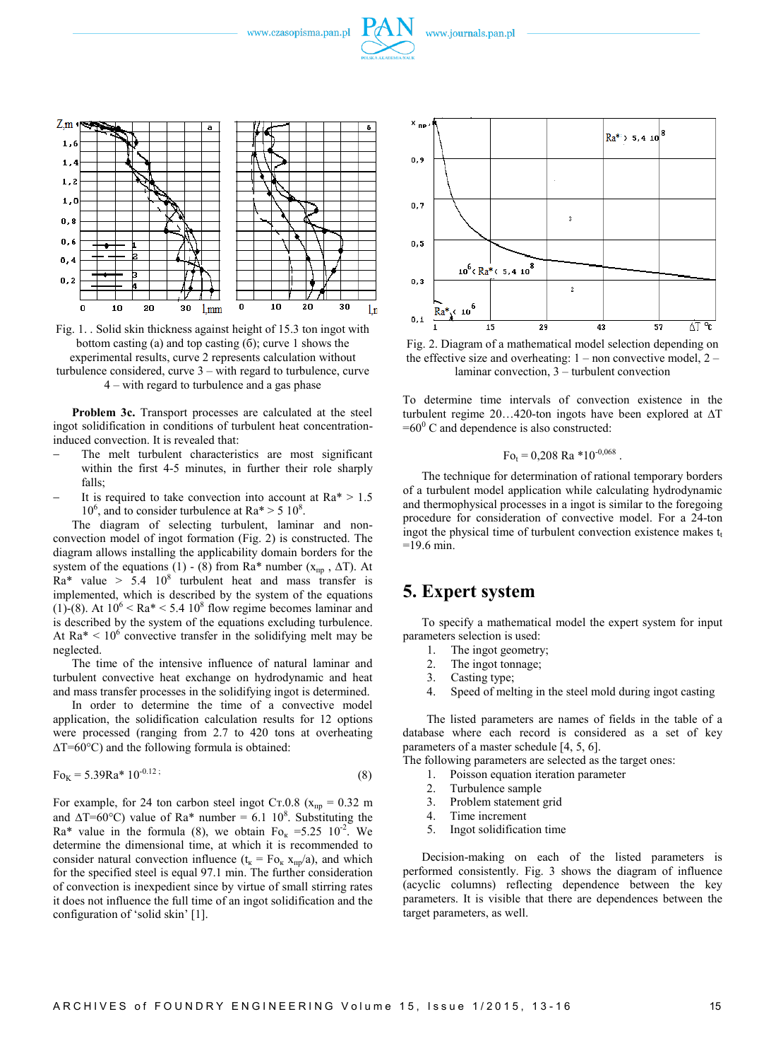Fig. 1. . Solid skin thickness against height of 15.3 ton ingot with bottom casting (a) and top casting (б); curve 1 shows the experimental results, curve 2 represents calculation without turbulence considered, curve 3 – with regard to turbulence, curve 4 – with regard to turbulence and a gas phase

**Problem 3c.** Transport processes are calculated at the steel ingot solidification in conditions of turbulent heat concentration-induced convection. It is revealed that:

- The melt turbulent characteristics are most significant within the first 4-5 minutes, in further their role sharply falls;
- It is required to take convection into account at Ra* > 1.5 $10^6$, and to consider turbulence at Ra* > 5 $10^8$.

The diagram of selecting turbulent, laminar and non-convection model of ingot formation (Fig. 2) is constructed. The diagram allows installing the applicability domain borders for the system of the equations (1) - (8) from Ra* number ($x_{пр}$ , ΔT). At Ra* value > 5.4 $10^8$ turbulent heat and mass transfer is implemented, which is described by the system of the equations (1)-(8). At $10^6$ < Ra* < 5.4 $10^8$ flow regime becomes laminar and is described by the system of the equations excluding turbulence. At Ra* < $10^6$ convective transfer in the solidifying melt may be neglected.

The time of the intensive influence of natural laminar and turbulent convective heat exchange on hydrodynamic and heat and mass transfer processes in the solidifying ingot is determined.

In order to determine the time of a convective model application, the solidification calculation results for 12 options were processed (ranging from 2.7 to 420 tons at overheating ΔT=60°C) and the following formula is obtained:

$$Fo_K = 5.39Ra^* \, 10^{-0.12} \; ; \qquad (8)$$

For example, for 24 ton carbon steel ingot Ст.0.8 ($x_{пр}$ = 0.32 m and ΔT=60°C) value of Ra* number = 6.1 $10^8$. Substituting the Ra* value in the formula (8), we obtain $Fo_к$ =5.25 $10^{-2}$. We determine the dimensional time, at which it is recommended to consider natural convection influence ($t_к = Fo_к \, x_{пр}/a$), and which for the specified steel is equal 97.1 min. The further consideration of convection is inexpedient since by virtue of small stirring rates it does not influence the full time of an ingot solidification and the configuration of 'solid skin' [1].

Fig. 2. Diagram of a mathematical model selection depending on the effective size and overheating: 1 – non convective model, 2 – laminar convection, 3 – turbulent convection

To determine time intervals of convection existence in the turbulent regime 20…420-ton ingots have been explored at ΔT =$60^0$ C and dependence is also constructed:

$$Fo_t = 0{,}208 \; Ra \; {*}10^{-0{,}068} \; .$$

The technique for determination of rational temporary borders of a turbulent model application while calculating hydrodynamic and thermophysical processes in a ingot is similar to the foregoing procedure for consideration of convective model. For a 24-ton ingot the physical time of turbulent convection existence makes $t_t$ =19.6 min.

## 5. Expert system

To specify a mathematical model the expert system for input parameters selection is used:

1. The ingot geometry;
2. The ingot tonnage;
3. Casting type;
4. Speed of melting in the steel mold during ingot casting

The listed parameters are names of fields in the table of a database where each record is considered as a set of key parameters of a master schedule [4, 5, 6].
The following parameters are selected as the target ones:

1. Poisson equation iteration parameter
2. Turbulence sample
3. Problem statement grid
4. Time increment
5. Ingot solidification time

Decision-making on each of the listed parameters is performed consistently. Fig. 3 shows the diagram of influence (acyclic columns) reflecting dependence between the key parameters. It is visible that there are dependences between the target parameters, as well.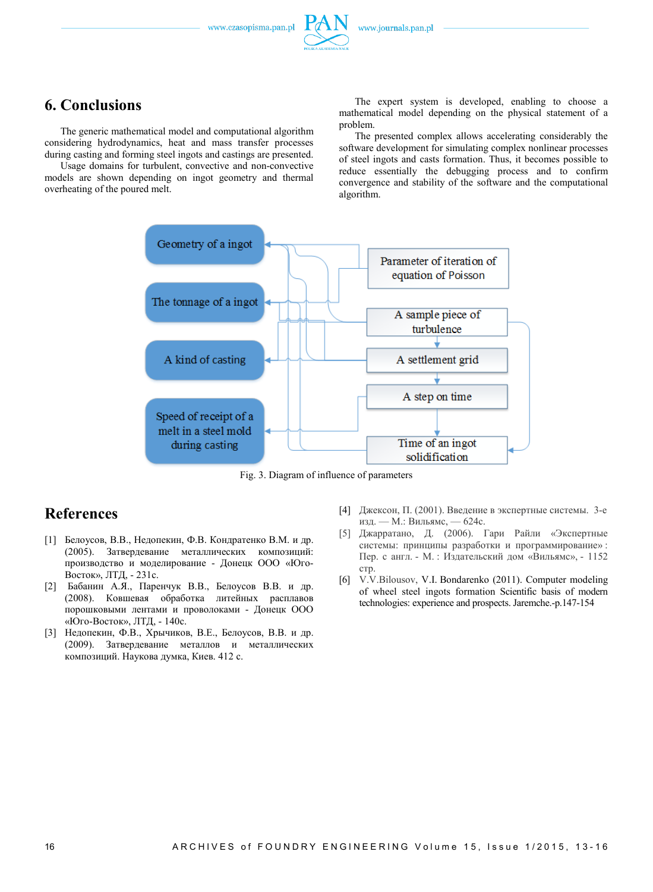## 6. Conclusions

The generic mathematical model and computational algorithm considering hydrodynamics, heat and mass transfer processes during casting and forming steel ingots and castings are presented.

Usage domains for turbulent, convective and non-convective models are shown depending on ingot geometry and thermal overheating of the poured melt.

The expert system is developed, enabling to choose a mathematical model depending on the physical statement of a problem.

The presented complex allows accelerating considerably the software development for simulating complex nonlinear processes of steel ingots and casts formation. Thus, it becomes possible to reduce essentially the debugging process and to confirm convergence and stability of the software and the computational algorithm.

Geometry of a ingot

The tonnage of a ingot

A kind of casting

Speed of receipt of a melt in a steel mold during casting

Parameter of iteration of equation of Poisson

A sample piece of turbulence

A settlement grid

A step on time

Time of an ingot solidification

Fig. 3. Diagram of influence of parameters

## References

[1] Белоусов, В.В., Недопекин, Ф.В. Кондратенко В.М. и др. (2005). Затвердевание металлических композиций: производство и моделирование - Донецк ООО «Юго-Восток», ЛТД, - 231с.

[2] Бабанин А.Я., Паренчук В.В., Белоусов В.В. и др. (2008). Ковшевая обработка литейных расплавов порошковыми лентами и проволоками - Донецк ООО «Юго-Восток», ЛТД, - 140с.

[3] Недопекин, Ф.В., Хрычиков, В.Е., Белоусов, В.В. и др. (2009). Затвердевание металлов и металлических композиций. Наукова думка, Киев. 412 с.

[4] Джексон, П. (2001). Введение в экспертные системы. 3-е изд. — М.: Вильямс, — 624с.

[5] Джарратано, Д. (2006). Гари Райли «Экспертные системы: принципы разработки и программирование» : Пер. с англ. - М. : Издательский дом «Вильямс», - 1152 стр.

[6] V.V.Bilousov, V.I. Bondarenko (2011). Computer modeling of wheel steel ingots formation Scientific basis of modern technologies: experience and prospects. Jaremche.-p.147-154